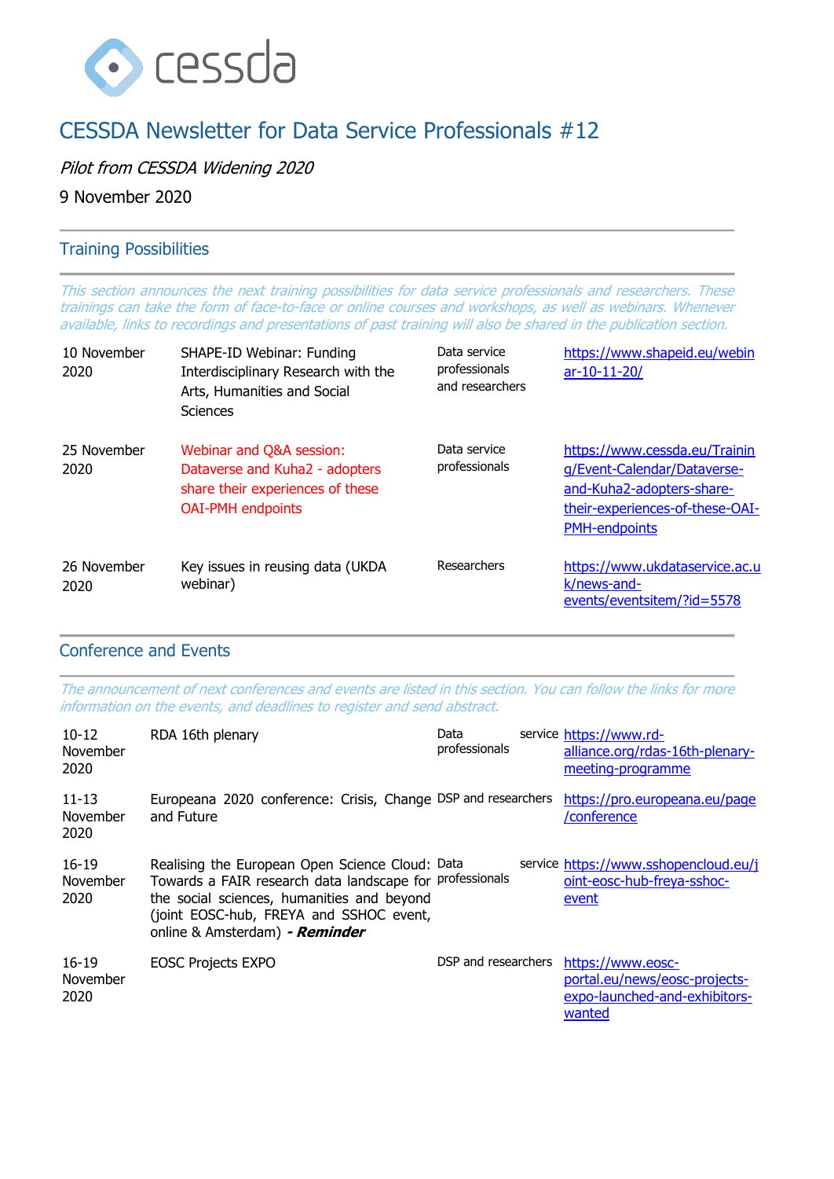cessda

# CESSDA Newsletter for Data Service Professionals #12

*Pilot from CESSDA Widening 2020*

9 November 2020

## Training Possibilities

*This section announces the next training possibilities for data service professionals and researchers. These trainings can take the form of face-to-face or online courses and workshops, as well as webinars. Whenever available, links to recordings and presentations of past training will also be shared in the publication section.*

| | | | |
|---|---|---|---|
| 10 November 2020 | SHAPE-ID Webinar: Funding Interdisciplinary Research with the Arts, Humanities and Social Sciences | Data service professionals and researchers | https://www.shapeid.eu/webinar-10-11-20/ |
| 25 November 2020 | Webinar and Q&A session: Dataverse and Kuha2 - adopters share their experiences of these OAI-PMH endpoints | Data service professionals | https://www.cessda.eu/Training/Event-Calendar/Dataverse-and-Kuha2-adopters-share-their-experiences-of-these-OAI-PMH-endpoints |
| 26 November 2020 | Key issues in reusing data (UKDA webinar) | Researchers | https://www.ukdataservice.ac.uk/news-and-events/eventsitem/?id=5578 |

## Conference and Events

*The announcement of next conferences and events are listed in this section. You can follow the links for more information on the events, and deadlines to register and send abstract.*

| | | | |
|---|---|---|---|
| 10-12 November 2020 | RDA 16th plenary | Data service professionals | https://www.rd-alliance.org/rdas-16th-plenary-meeting-programme |
| 11-13 November 2020 | Europeana 2020 conference: Crisis, Change and Future | DSP and researchers | https://pro.europeana.eu/page/conference |
| 16-19 November 2020 | Realising the European Open Science Cloud: Towards a FAIR research data landscape for the social sciences, humanities and beyond (joint EOSC-hub, FREYA and SSHOC event, online & Amsterdam) ***- Reminder*** | Data service professionals | https://www.sshopencloud.eu/joint-eosc-hub-freya-sshoc-event |
| 16-19 November 2020 | EOSC Projects EXPO | DSP and researchers | https://www.eosc-portal.eu/news/eosc-projects-expo-launched-and-exhibitors-wanted |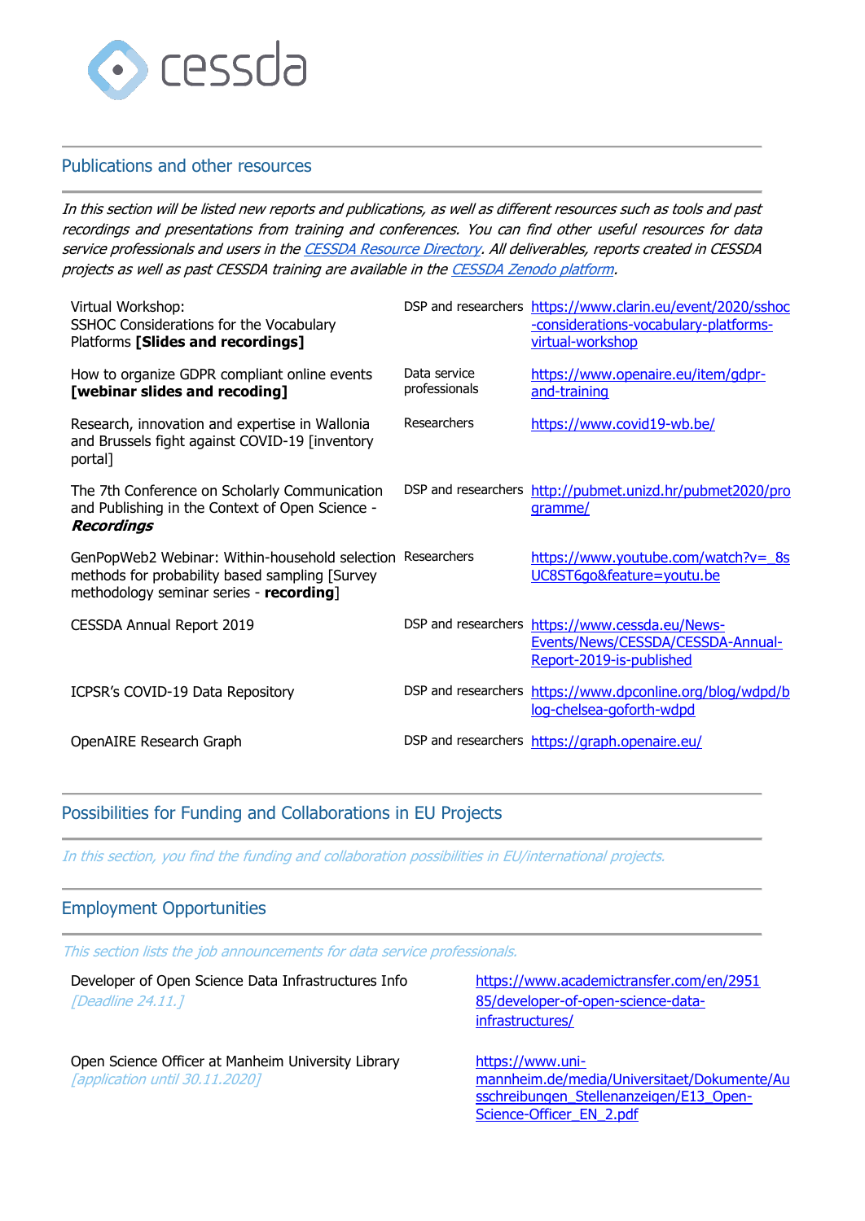## Publications and other resources

*In this section will be listed new reports and publications, as well as different resources such as tools and past recordings and presentations from training and conferences. You can find other useful resources for data service professionals and users in the [CESSDA Resource Directory](). All deliverables, reports created in CESSDA projects as well as past CESSDA training are available in the [CESSDA Zenodo platform]().*

| | | |
|---|---|---|
| Virtual Workshop: SSHOC Considerations for the Vocabulary Platforms **[Slides and recordings]** | DSP and researchers | https://www.clarin.eu/event/2020/sshoc-considerations-vocabulary-platforms-virtual-workshop |
| How to organize GDPR compliant online events **[webinar slides and recoding]** | Data service professionals | https://www.openaire.eu/item/gdpr-and-training |
| Research, innovation and expertise in Wallonia and Brussels fight against COVID-19 [inventory portal] | Researchers | https://www.covid19-wb.be/ |
| The 7th Conference on Scholarly Communication and Publishing in the Context of Open Science - ***Recordings*** | DSP and researchers | http://pubmet.unizd.hr/pubmet2020/programme/ |
| GenPopWeb2 Webinar: Within-household selection methods for probability based sampling [Survey methodology seminar series - **recording**] | Researchers | https://www.youtube.com/watch?v=_8sUC8ST6go&feature=youtu.be |
| CESSDA Annual Report 2019 | DSP and researchers | https://www.cessda.eu/News-Events/News/CESSDA/CESSDA-Annual-Report-2019-is-published |
| ICPSR's COVID-19 Data Repository | DSP and researchers | https://www.dpconline.org/blog/wdpd/blog-chelsea-goforth-wdpd |
| OpenAIRE Research Graph | DSP and researchers | https://graph.openaire.eu/ |

## Possibilities for Funding and Collaborations in EU Projects

*In this section, you find the funding and collaboration possibilities in EU/international projects.*

## Employment Opportunities

*This section lists the job announcements for data service professionals.*

| | |
|---|---|
| Developer of Open Science Data Infrastructures Info *[Deadline 24.11.]* | https://www.academictransfer.com/en/295185/developer-of-open-science-data-infrastructures/ |
| Open Science Officer at Manheim University Library *[application until 30.11.2020]* | https://www.uni-mannheim.de/media/Universitaet/Dokumente/Ausschreibungen_Stellenanzeigen/E13_Open-Science-Officer_EN_2.pdf |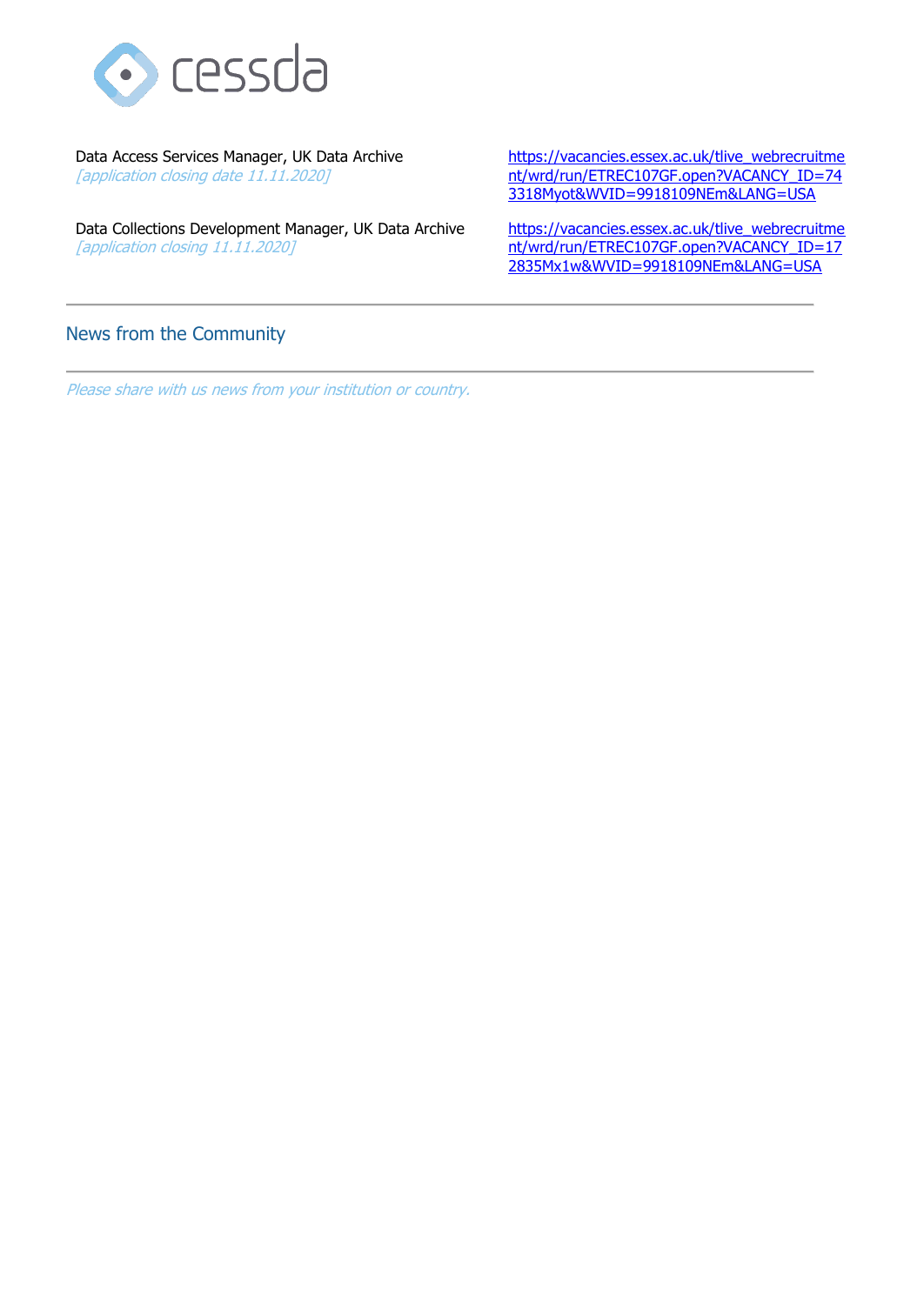| | |
|---|---|
| Data Access Services Manager, UK Data Archive<br>*[application closing date 11.11.2020]* | https://vacancies.essex.ac.uk/tlive_webrecruitment/wrd/run/ETREC107GF.open?VACANCY_ID=743318Myot&WVID=9918109NEm&LANG=USA |
| Data Collections Development Manager, UK Data Archive<br>*[application closing 11.11.2020]* | https://vacancies.essex.ac.uk/tlive_webrecruitment/wrd/run/ETREC107GF.open?VACANCY_ID=172835Mx1w&WVID=9918109NEm&LANG=USA |

---

## News from the Community

---

*Please share with us news from your institution or country.*